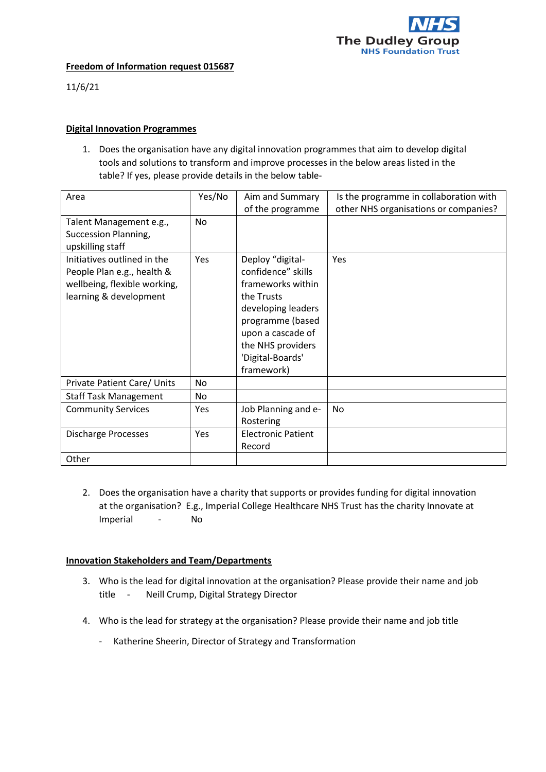The Dudley Group NHS Foundation Trust

**Freedom of Information request 015687**

11/6/21

**Digital Innovation Programmes**

1. Does the organisation have any digital innovation programmes that aim to develop digital tools and solutions to transform and improve processes in the below areas listed in the table? If yes, please provide details in the below table-

| Area | Yes/No | Aim and Summary of the programme | Is the programme in collaboration with other NHS organisations or companies? |
|---|---|---|---|
| Talent Management e.g., Succession Planning, upskilling staff | No | | |
| Initiatives outlined in the People Plan e.g., health & wellbeing, flexible working, learning & development | Yes | Deploy "digital-confidence" skills frameworks within the Trusts developing leaders programme (based upon a cascade of the NHS providers 'Digital-Boards' framework) | Yes |
| Private Patient Care/ Units | No | | |
| Staff Task Management | No | | |
| Community Services | Yes | Job Planning and e-Rostering | No |
| Discharge Processes | Yes | Electronic Patient Record | |
| Other | | | |

2. Does the organisation have a charity that supports or provides funding for digital innovation at the organisation? E.g., Imperial College Healthcare NHS Trust has the charity Innovate at Imperial - No

**Innovation Stakeholders and Team/Departments**

3. Who is the lead for digital innovation at the organisation? Please provide their name and job title - Neill Crump, Digital Strategy Director

4. Who is the lead for strategy at the organisation? Please provide their name and job title

   - Katherine Sheerin, Director of Strategy and Transformation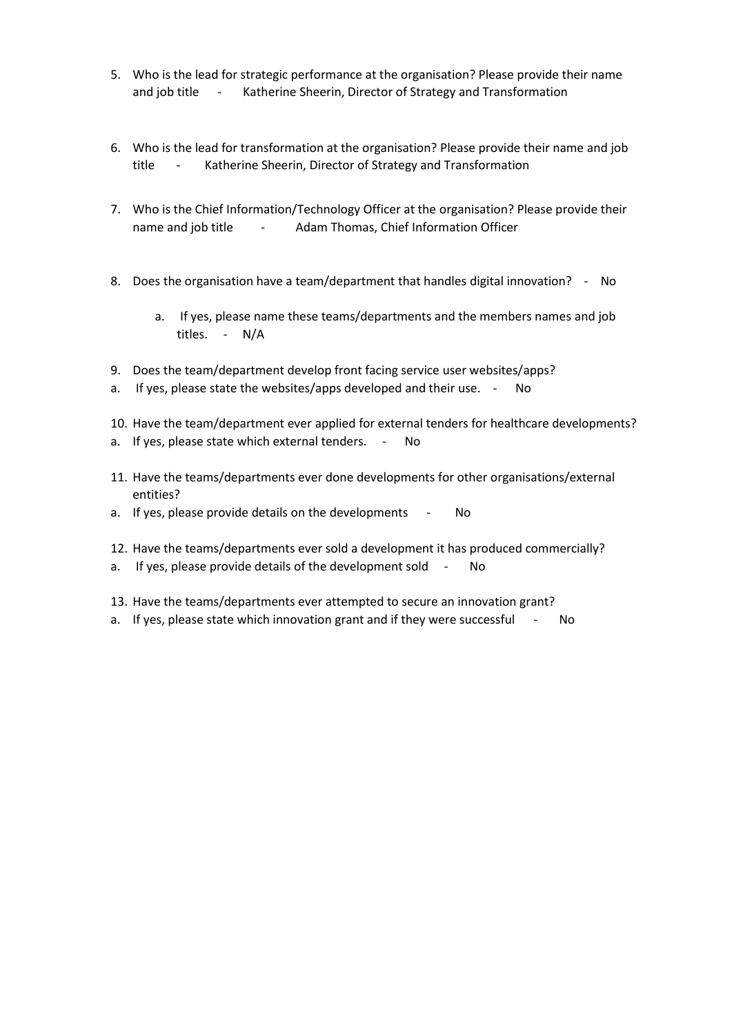5. Who is the lead for strategic performance at the organisation? Please provide their name and job title - Katherine Sheerin, Director of Strategy and Transformation

6. Who is the lead for transformation at the organisation? Please provide their name and job title - Katherine Sheerin, Director of Strategy and Transformation

7. Who is the Chief Information/Technology Officer at the organisation? Please provide their name and job title - Adam Thomas, Chief Information Officer

8. Does the organisation have a team/department that handles digital innovation? - No

   a. If yes, please name these teams/departments and the members names and job titles. - N/A

9. Does the team/department develop front facing service user websites/apps?

a. If yes, please state the websites/apps developed and their use. - No

10. Have the team/department ever applied for external tenders for healthcare developments?

a. If yes, please state which external tenders. - No

11. Have the teams/departments ever done developments for other organisations/external entities?

a. If yes, please provide details on the developments - No

12. Have the teams/departments ever sold a development it has produced commercially?

a. If yes, please provide details of the development sold - No

13. Have the teams/departments ever attempted to secure an innovation grant?

a. If yes, please state which innovation grant and if they were successful - No